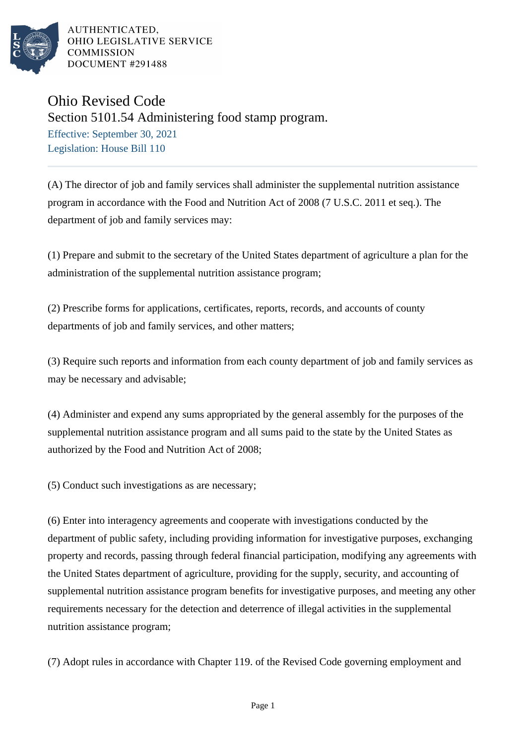AUTHENTICATED,
OHIO LEGISLATIVE SERVICE
COMMISSION
DOCUMENT #291488

# Ohio Revised Code

## Section 5101.54 Administering food stamp program.

Effective: September 30, 2021

Legislation: House Bill 110

(A) The director of job and family services shall administer the supplemental nutrition assistance program in accordance with the Food and Nutrition Act of 2008 (7 U.S.C. 2011 et seq.). The department of job and family services may:

(1) Prepare and submit to the secretary of the United States department of agriculture a plan for the administration of the supplemental nutrition assistance program;

(2) Prescribe forms for applications, certificates, reports, records, and accounts of county departments of job and family services, and other matters;

(3) Require such reports and information from each county department of job and family services as may be necessary and advisable;

(4) Administer and expend any sums appropriated by the general assembly for the purposes of the supplemental nutrition assistance program and all sums paid to the state by the United States as authorized by the Food and Nutrition Act of 2008;

(5) Conduct such investigations as are necessary;

(6) Enter into interagency agreements and cooperate with investigations conducted by the department of public safety, including providing information for investigative purposes, exchanging property and records, passing through federal financial participation, modifying any agreements with the United States department of agriculture, providing for the supply, security, and accounting of supplemental nutrition assistance program benefits for investigative purposes, and meeting any other requirements necessary for the detection and deterrence of illegal activities in the supplemental nutrition assistance program;

(7) Adopt rules in accordance with Chapter 119. of the Revised Code governing employment and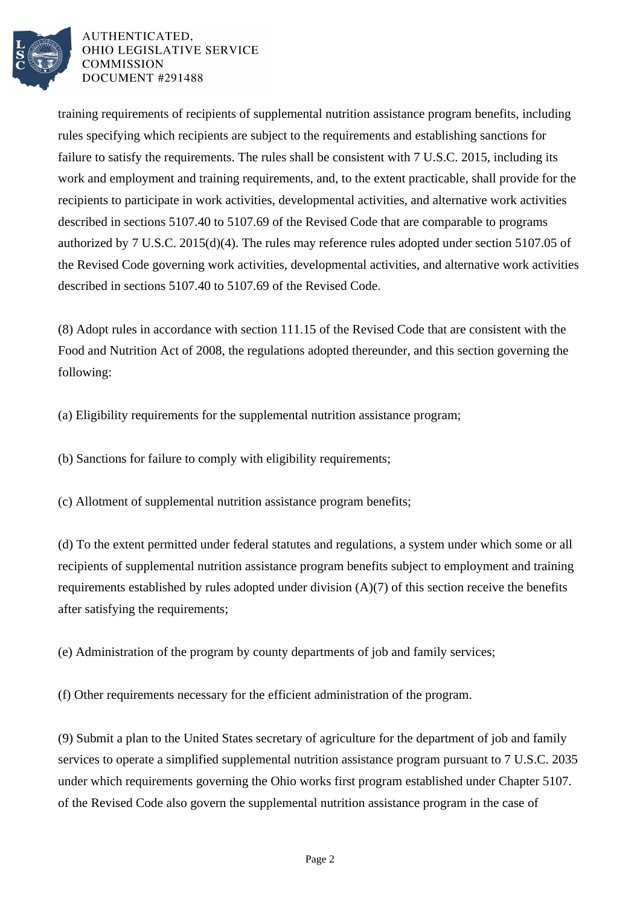training requirements of recipients of supplemental nutrition assistance program benefits, including rules specifying which recipients are subject to the requirements and establishing sanctions for failure to satisfy the requirements. The rules shall be consistent with 7 U.S.C. 2015, including its work and employment and training requirements, and, to the extent practicable, shall provide for the recipients to participate in work activities, developmental activities, and alternative work activities described in sections 5107.40 to 5107.69 of the Revised Code that are comparable to programs authorized by 7 U.S.C. 2015(d)(4). The rules may reference rules adopted under section 5107.05 of the Revised Code governing work activities, developmental activities, and alternative work activities described in sections 5107.40 to 5107.69 of the Revised Code.

(8) Adopt rules in accordance with section 111.15 of the Revised Code that are consistent with the Food and Nutrition Act of 2008, the regulations adopted thereunder, and this section governing the following:

(a) Eligibility requirements for the supplemental nutrition assistance program;

(b) Sanctions for failure to comply with eligibility requirements;

(c) Allotment of supplemental nutrition assistance program benefits;

(d) To the extent permitted under federal statutes and regulations, a system under which some or all recipients of supplemental nutrition assistance program benefits subject to employment and training requirements established by rules adopted under division (A)(7) of this section receive the benefits after satisfying the requirements;

(e) Administration of the program by county departments of job and family services;

(f) Other requirements necessary for the efficient administration of the program.

(9) Submit a plan to the United States secretary of agriculture for the department of job and family services to operate a simplified supplemental nutrition assistance program pursuant to 7 U.S.C. 2035 under which requirements governing the Ohio works first program established under Chapter 5107. of the Revised Code also govern the supplemental nutrition assistance program in the case of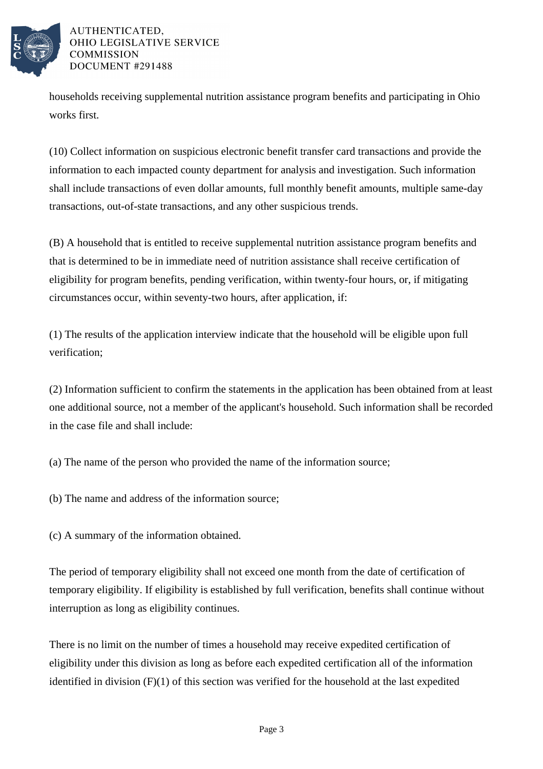households receiving supplemental nutrition assistance program benefits and participating in Ohio works first.

(10) Collect information on suspicious electronic benefit transfer card transactions and provide the information to each impacted county department for analysis and investigation. Such information shall include transactions of even dollar amounts, full monthly benefit amounts, multiple same-day transactions, out-of-state transactions, and any other suspicious trends.

(B) A household that is entitled to receive supplemental nutrition assistance program benefits and that is determined to be in immediate need of nutrition assistance shall receive certification of eligibility for program benefits, pending verification, within twenty-four hours, or, if mitigating circumstances occur, within seventy-two hours, after application, if:

(1) The results of the application interview indicate that the household will be eligible upon full verification;

(2) Information sufficient to confirm the statements in the application has been obtained from at least one additional source, not a member of the applicant's household. Such information shall be recorded in the case file and shall include:

(a) The name of the person who provided the name of the information source;

(b) The name and address of the information source;

(c) A summary of the information obtained.

The period of temporary eligibility shall not exceed one month from the date of certification of temporary eligibility. If eligibility is established by full verification, benefits shall continue without interruption as long as eligibility continues.

There is no limit on the number of times a household may receive expedited certification of eligibility under this division as long as before each expedited certification all of the information identified in division (F)(1) of this section was verified for the household at the last expedited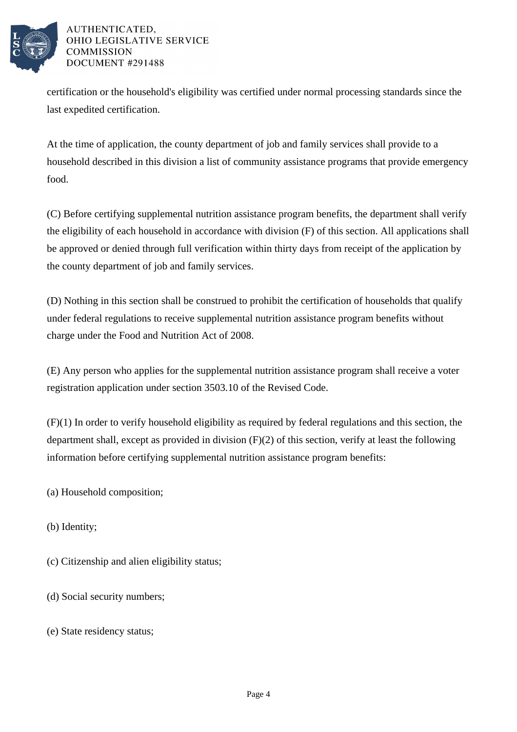certification or the household's eligibility was certified under normal processing standards since the last expedited certification.

At the time of application, the county department of job and family services shall provide to a household described in this division a list of community assistance programs that provide emergency food.

(C) Before certifying supplemental nutrition assistance program benefits, the department shall verify the eligibility of each household in accordance with division (F) of this section. All applications shall be approved or denied through full verification within thirty days from receipt of the application by the county department of job and family services.

(D) Nothing in this section shall be construed to prohibit the certification of households that qualify under federal regulations to receive supplemental nutrition assistance program benefits without charge under the Food and Nutrition Act of 2008.

(E) Any person who applies for the supplemental nutrition assistance program shall receive a voter registration application under section 3503.10 of the Revised Code.

(F)(1) In order to verify household eligibility as required by federal regulations and this section, the department shall, except as provided in division (F)(2) of this section, verify at least the following information before certifying supplemental nutrition assistance program benefits:

(a) Household composition;

(b) Identity;

(c) Citizenship and alien eligibility status;

(d) Social security numbers;

(e) State residency status;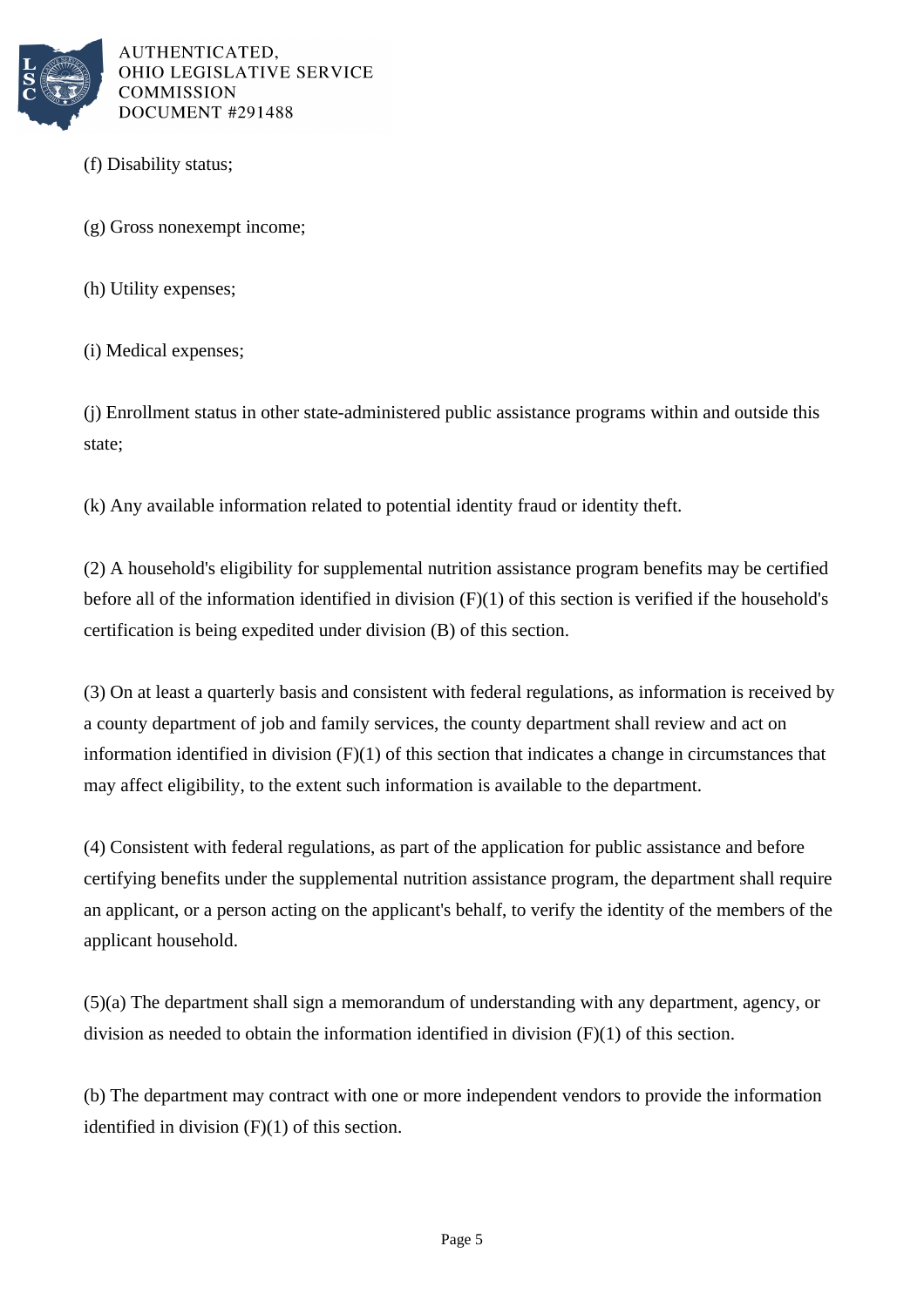(f) Disability status;

(g) Gross nonexempt income;

(h) Utility expenses;

(i) Medical expenses;

(j) Enrollment status in other state-administered public assistance programs within and outside this state;

(k) Any available information related to potential identity fraud or identity theft.

(2) A household's eligibility for supplemental nutrition assistance program benefits may be certified before all of the information identified in division (F)(1) of this section is verified if the household's certification is being expedited under division (B) of this section.

(3) On at least a quarterly basis and consistent with federal regulations, as information is received by a county department of job and family services, the county department shall review and act on information identified in division (F)(1) of this section that indicates a change in circumstances that may affect eligibility, to the extent such information is available to the department.

(4) Consistent with federal regulations, as part of the application for public assistance and before certifying benefits under the supplemental nutrition assistance program, the department shall require an applicant, or a person acting on the applicant's behalf, to verify the identity of the members of the applicant household.

(5)(a) The department shall sign a memorandum of understanding with any department, agency, or division as needed to obtain the information identified in division (F)(1) of this section.

(b) The department may contract with one or more independent vendors to provide the information identified in division (F)(1) of this section.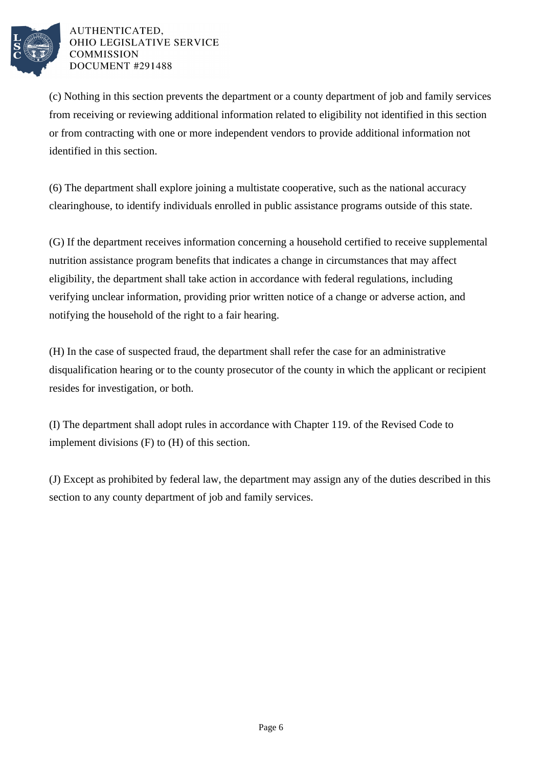(c) Nothing in this section prevents the department or a county department of job and family services from receiving or reviewing additional information related to eligibility not identified in this section or from contracting with one or more independent vendors to provide additional information not identified in this section.

(6) The department shall explore joining a multistate cooperative, such as the national accuracy clearinghouse, to identify individuals enrolled in public assistance programs outside of this state.

(G) If the department receives information concerning a household certified to receive supplemental nutrition assistance program benefits that indicates a change in circumstances that may affect eligibility, the department shall take action in accordance with federal regulations, including verifying unclear information, providing prior written notice of a change or adverse action, and notifying the household of the right to a fair hearing.

(H) In the case of suspected fraud, the department shall refer the case for an administrative disqualification hearing or to the county prosecutor of the county in which the applicant or recipient resides for investigation, or both.

(I) The department shall adopt rules in accordance with Chapter 119. of the Revised Code to implement divisions (F) to (H) of this section.

(J) Except as prohibited by federal law, the department may assign any of the duties described in this section to any county department of job and family services.